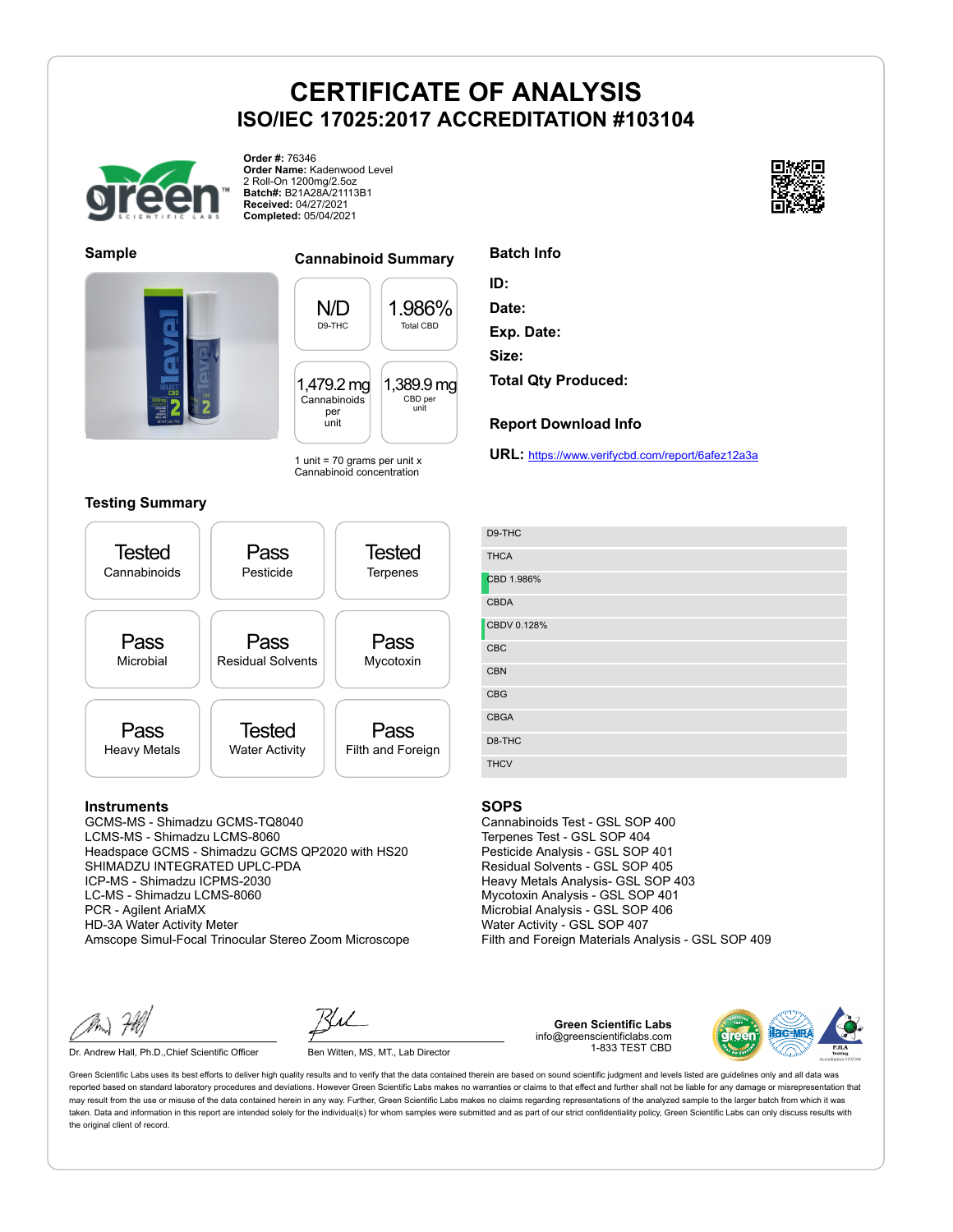# CERTIFICATE OF ANALYSIS
## ISO/IEC 17025:2017 ACCREDITATION #103104

**Order #:** 76346
**Order Name:** Kadenwood Level 2 Roll-On 1200mg/2.5oz
**Batch#:** B21A28A/21113B1
**Received:** 04/27/2021
**Completed:** 05/04/2021

### Sample

### Cannabinoid Summary

| N/D | 1.986% |
|---|---|
| D9-THC | Total CBD |

| 1,479.2 mg | 1,389.9 mg |
|---|---|
| Cannabinoids per unit | CBD per unit |

1 unit = 70 grams per unit x Cannabinoid concentration

### Batch Info

**ID:**
**Date:**
**Exp. Date:**
**Size:**
**Total Qty Produced:**

### Report Download Info

**URL:** https://www.verifycbd.com/report/6afez12a3a

### Testing Summary

| Tested | Pass | Tested |
|---|---|---|
| Cannabinoids | Pesticide | Terpenes |
| **Pass** | **Pass** | **Pass** |
| Microbial | Residual Solvents | Mycotoxin |
| **Pass** | **Tested** | **Pass** |
| Heavy Metals | Water Activity | Filth and Foreign |

| Cannabinoid | Result |
|---|---|
| D9-THC | |
| THCA | |
| CBD | 1.986% |
| CBDA | |
| CBDV | 0.128% |
| CBC | |
| CBN | |
| CBG | |
| CBGA | |
| D8-THC | |
| THCV | |

### Instruments

GCMS-MS - Shimadzu GCMS-TQ8040
LCMS-MS - Shimadzu LCMS-8060
Headspace GCMS - Shimadzu GCMS QP2020 with HS20
SHIMADZU INTEGRATED UPLC-PDA
ICP-MS - Shimadzu ICPMS-2030
LC-MS - Shimadzu LCMS-8060
PCR - Agilent AriaMX
HD-3A Water Activity Meter
Amscope Simul-Focal Trinocular Stereo Zoom Microscope

### SOPS

Cannabinoids Test - GSL SOP 400
Terpenes Test - GSL SOP 404
Pesticide Analysis - GSL SOP 401
Residual Solvents - GSL SOP 405
Heavy Metals Analysis- GSL SOP 403
Mycotoxin Analysis - GSL SOP 401
Microbial Analysis - GSL SOP 406
Water Activity - GSL SOP 407
Filth and Foreign Materials Analysis - GSL SOP 409

Dr. Andrew Hall, Ph.D.,Chief Scientific Officer

Ben Witten, MS, MT., Lab Director

**Green Scientific Labs**
info@greenscientificlabs.com
1-833 TEST CBD

Green Scientific Labs uses its best efforts to deliver high quality results and to verify that the data contained therein are based on sound scientific judgment and levels listed are guidelines only and all data was reported based on standard laboratory procedures and deviations. However Green Scientific Labs makes no warranties or claims to that effect and further shall not be liable for any damage or misrepresentation that may result from the use or misuse of the data contained herein in any way. Further, Green Scientific Labs makes no claims regarding representations of the analyzed sample to the larger batch from which it was taken. Data and information in this report are intended solely for the individual(s) for whom samples were submitted and as part of our strict confidentiality policy, Green Scientific Labs can only discuss results with the original client of record.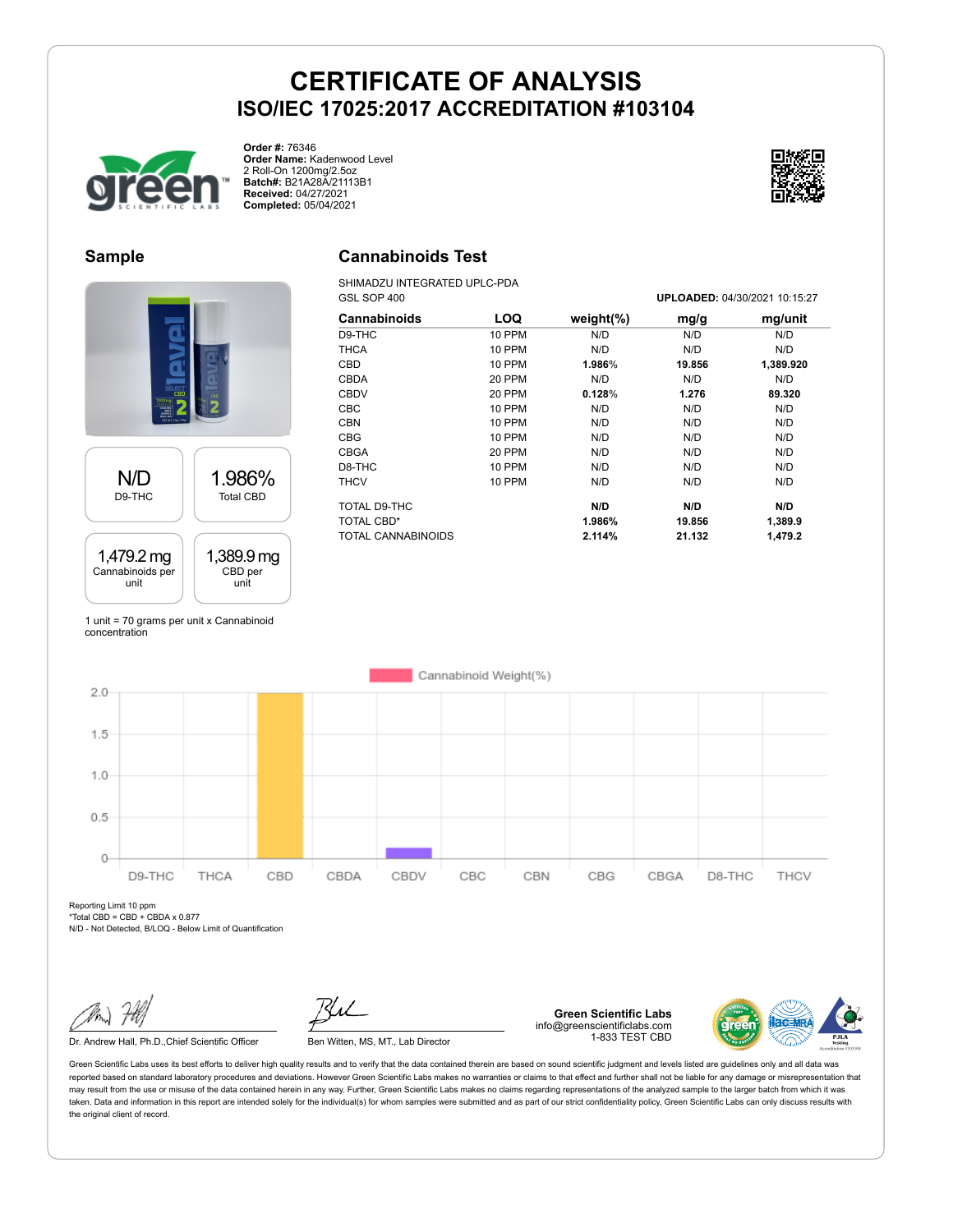# CERTIFICATE OF ANALYSIS

## ISO/IEC 17025:2017 ACCREDITATION #103104

**Order #:** 76346
**Order Name:** Kadenwood Level 2 Roll-On 1200mg/2.5oz
**Batch#:** B21A28A/21113B1
**Received:** 04/27/2021
**Completed:** 05/04/2021

### Sample

| N/D | 1.986% |
|---|---|
| D9-THC | Total CBD |

| 1,479.2 mg | 1,389.9 mg |
|---|---|
| Cannabinoids per unit | CBD per unit |

1 unit = 70 grams per unit x Cannabinoid concentration

### Cannabinoids Test

SHIMADZU INTEGRATED UPLC-PDA
GSL SOP 400

**UPLOADED:** 04/30/2021 10:15:27

| Cannabinoids | LOQ | weight(%) | mg/g | mg/unit |
|---|---|---|---|---|
| D9-THC | 10 PPM | N/D | N/D | N/D |
| THCA | 10 PPM | N/D | N/D | N/D |
| CBD | 10 PPM | **1.986%** | **19.856** | **1,389.920** |
| CBDA | 20 PPM | N/D | N/D | N/D |
| CBDV | 20 PPM | **0.128%** | **1.276** | **89.320** |
| CBC | 10 PPM | N/D | N/D | N/D |
| CBN | 10 PPM | N/D | N/D | N/D |
| CBG | 10 PPM | N/D | N/D | N/D |
| CBGA | 20 PPM | N/D | N/D | N/D |
| D8-THC | 10 PPM | N/D | N/D | N/D |
| THCV | 10 PPM | N/D | N/D | N/D |
| TOTAL D9-THC | | **N/D** | **N/D** | **N/D** |
| TOTAL CBD* | | **1.986%** | **19.856** | **1,389.9** |
| TOTAL CANNABINOIDS | | **2.114%** | **21.132** | **1,479.2** |

Cannabinoid Weight(%)

| D9-THC | THCA | CBD | CBDA | CBDV | CBC | CBN | CBG | CBGA | D8-THC | THCV |
|---|---|---|---|---|---|---|---|---|---|---|
| 0 | 0 | 1.986 | 0 | 0.128 | 0 | 0 | 0 | 0 | 0 | 0 |

Reporting Limit 10 ppm
*Total CBD = CBD + CBDA x 0.877
N/D - Not Detected, B/LOQ - Below Limit of Quantification

Dr. Andrew Hall, Ph.D.,Chief Scientific Officer

Ben Witten, MS, MT., Lab Director

**Green Scientific Labs**
info@greenscientificlabs.com
1-833 TEST CBD

Green Scientific Labs uses its best efforts to deliver high quality results and to verify that the data contained therein are based on sound scientific judgment and levels listed are guidelines only and all data was reported based on standard laboratory procedures and deviations. However Green Scientific Labs makes no warranties or claims to that effect and further shall not be liable for any damage or misrepresentation that may result from the use or misuse of the data contained herein in any way. Further, Green Scientific Labs makes no claims regarding representations of the analyzed sample to the larger batch from which it was taken. Data and information in this report are intended solely for the individual(s) for whom samples were submitted and as part of our strict confidentiality policy, Green Scientific Labs can only discuss results with the original client of record.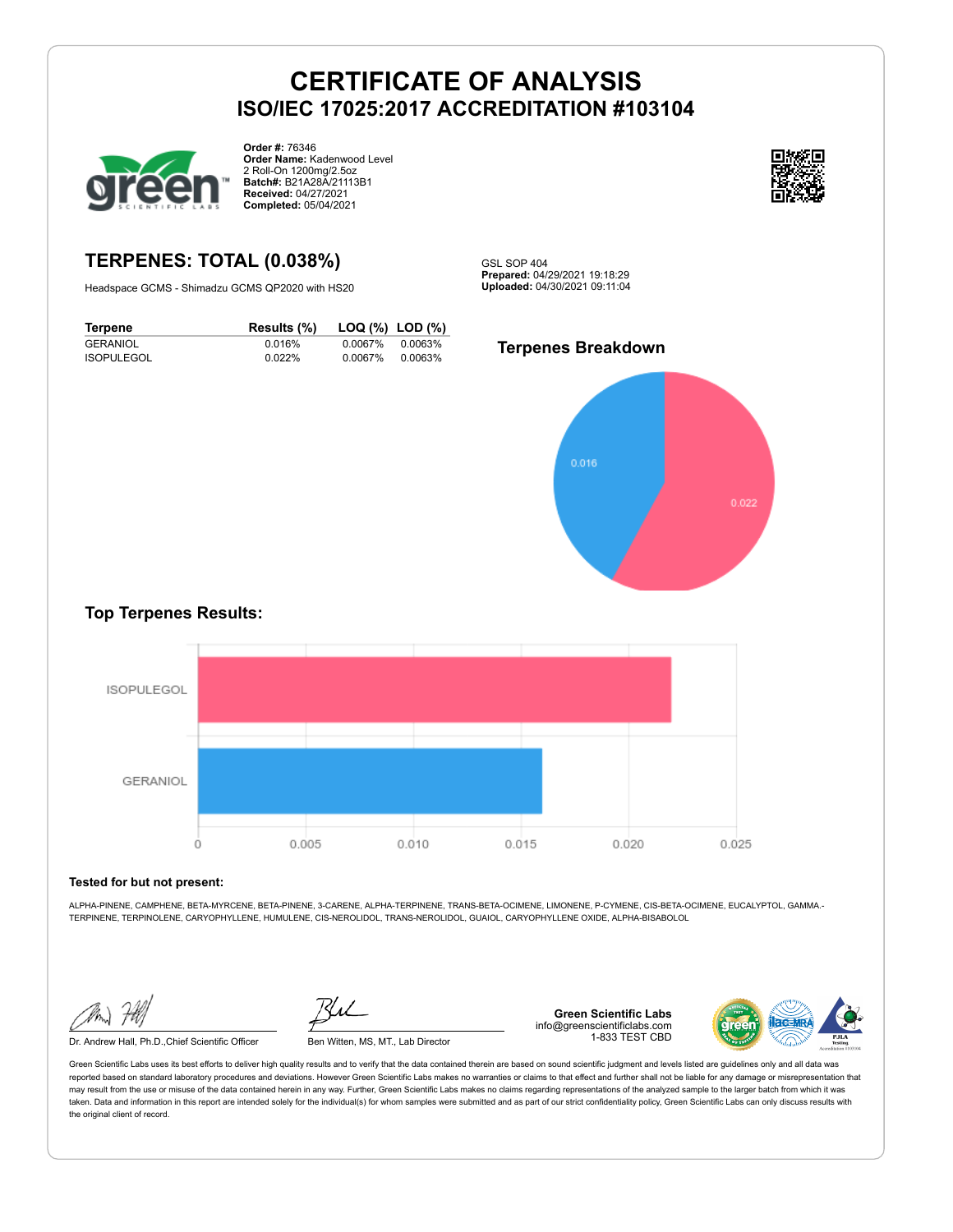# CERTIFICATE OF ANALYSIS
## ISO/IEC 17025:2017 ACCREDITATION #103104

**Order #:** 76346
**Order Name:** Kadenwood Level 2 Roll-On 1200mg/2.5oz
**Batch#:** B21A28A/21113B1
**Received:** 04/27/2021
**Completed:** 05/04/2021

## TERPENES: TOTAL (0.038%)

Headspace GCMS - Shimadzu GCMS QP2020 with HS20

GSL SOP 404
**Prepared:** 04/29/2021 19:18:29
**Uploaded:** 04/30/2021 09:11:04

| Terpene | Results (%) | LOQ (%) | LOD (%) |
|---|---|---|---|
| GERANIOL | 0.016% | 0.0067% | 0.0063% |
| ISOPULEGOL | 0.022% | 0.0067% | 0.0063% |

### Terpenes Breakdown

0.016
0.022

### Top Terpenes Results:

ISOPULEGOL
GERANIOL

0 0.005 0.010 0.015 0.020 0.025

**Tested for but not present:**

ALPHA-PINENE, CAMPHENE, BETA-MYRCENE, BETA-PINENE, 3-CARENE, ALPHA-TERPINENE, TRANS-BETA-OCIMENE, LIMONENE, P-CYMENE, CIS-BETA-OCIMENE, EUCALYPTOL, GAMMA.-TERPINENE, TERPINOLENE, CARYOPHYLLENE, HUMULENE, CIS-NEROLIDOL, TRANS-NEROLIDOL, GUAIOL, CARYOPHYLLENE OXIDE, ALPHA-BISABOLOL

Dr. Andrew Hall, Ph.D.,Chief Scientific Officer

Ben Witten, MS, MT., Lab Director

**Green Scientific Labs**
info@greenscientificlabs.com
1-833 TEST CBD

Green Scientific Labs uses its best efforts to deliver high quality results and to verify that the data contained therein are based on sound scientific judgment and levels listed are guidelines only and all data was reported based on standard laboratory procedures and deviations. However Green Scientific Labs makes no warranties or claims to that effect and further shall not be liable for any damage or misrepresentation that may result from the use or misuse of the data contained herein in any way. Further, Green Scientific Labs makes no claims regarding representations of the analyzed sample to the larger batch from which it was taken. Data and information in this report are intended solely for the individual(s) for whom samples were submitted and as part of our strict confidentiality policy, Green Scientific Labs can only discuss results with the original client of record.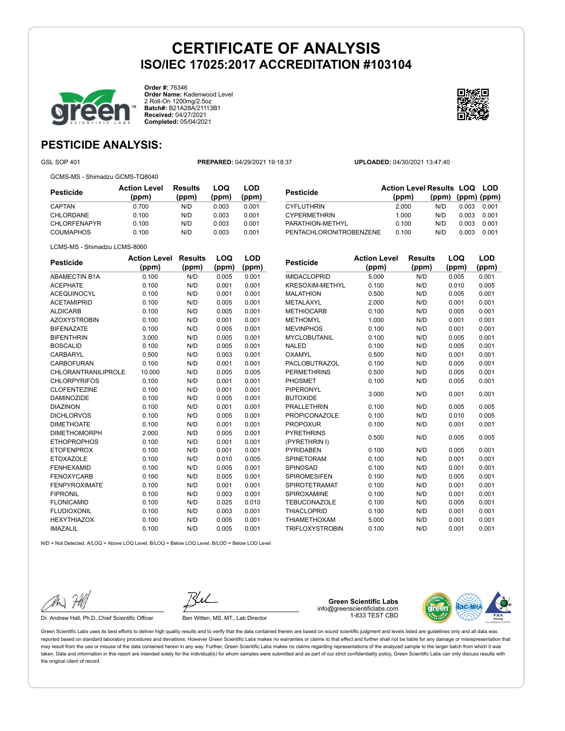# CERTIFICATE OF ANALYSIS

## ISO/IEC 17025:2017 ACCREDITATION #103104

**Order #:** 76346
**Order Name:** Kadenwood Level 2 Roll-On 1200mg/2.5oz
**Batch#:** B21A28A/21113B1
**Received:** 04/27/2021
**Completed:** 05/04/2021

## PESTICIDE ANALYSIS:

GSL SOP 401 **PREPARED:** 04/29/2021 19:18:37 **UPLOADED:** 04/30/2021 13:47:40

GCMS-MS - Shimadzu GCMS-TQ8040

| Pesticide | Action Level (ppm) | Results (ppm) | LOQ (ppm) | LOD (ppm) |
|---|---|---|---|---|
| CAPTAN | 0.700 | N/D | 0.003 | 0.001 |
| CHLORDANE | 0.100 | N/D | 0.003 | 0.001 |
| CHLORFENAPYR | 0.100 | N/D | 0.003 | 0.001 |
| COUMAPHOS | 0.100 | N/D | 0.003 | 0.001 |
| CYFLUTHRIN | 2.000 | N/D | 0.003 | 0.001 |
| CYPERMETHRIN | 1.000 | N/D | 0.003 | 0.001 |
| PARATHION-METHYL | 0.100 | N/D | 0.003 | 0.001 |
| PENTACHLORONITROBENZENE | 0.100 | N/D | 0.003 | 0.001 |

LCMS-MS - Shimadzu LCMS-8060

| Pesticide | Action Level (ppm) | Results (ppm) | LOQ (ppm) | LOD (ppm) |
|---|---|---|---|---|
| ABAMECTIN B1A | 0.100 | N/D | 0.005 | 0.001 |
| ACEPHATE | 0.100 | N/D | 0.001 | 0.001 |
| ACEQUINOCYL | 0.100 | N/D | 0.001 | 0.001 |
| ACETAMIPRID | 0.100 | N/D | 0.005 | 0.001 |
| ALDICARB | 0.100 | N/D | 0.005 | 0.001 |
| AZOXYSTROBIN | 0.100 | N/D | 0.001 | 0.001 |
| BIFENAZATE | 0.100 | N/D | 0.005 | 0.001 |
| BIFENTHRIN | 3.000 | N/D | 0.005 | 0.001 |
| BOSCALID | 0.100 | N/D | 0.005 | 0.001 |
| CARBARYL | 0.500 | N/D | 0.003 | 0.001 |
| CARBOFURAN | 0.100 | N/D | 0.001 | 0.001 |
| CHLORANTRANILIPROLE | 10.000 | N/D | 0.005 | 0.005 |
| CHLORPYRIFOS | 0.100 | N/D | 0.001 | 0.001 |
| CLOFENTEZINE | 0.100 | N/D | 0.001 | 0.001 |
| DAMINOZIDE | 0.100 | N/D | 0.005 | 0.001 |
| DIAZINON | 0.100 | N/D | 0.001 | 0.001 |
| DICHLORVOS | 0.100 | N/D | 0.005 | 0.001 |
| DIMETHOATE | 0.100 | N/D | 0.001 | 0.001 |
| DIMETHOMORPH | 2.000 | N/D | 0.005 | 0.001 |
| ETHOPROPHOS | 0.100 | N/D | 0.001 | 0.001 |
| ETOFENPROX | 0.100 | N/D | 0.001 | 0.001 |
| ETOXAZOLE | 0.100 | N/D | 0.010 | 0.005 |
| FENHEXAMID | 0.100 | N/D | 0.005 | 0.001 |
| FENOXYCARB | 0.100 | N/D | 0.005 | 0.001 |
| FENPYROXIMATE | 0.100 | N/D | 0.001 | 0.001 |
| FIPRONIL | 0.100 | N/D | 0.003 | 0.001 |
| FLONICAMID | 0.100 | N/D | 0.025 | 0.010 |
| FLUDIOXONIL | 0.100 | N/D | 0.003 | 0.001 |
| HEXYTHIAZOX | 0.100 | N/D | 0.005 | 0.001 |
| IMAZALIL | 0.100 | N/D | 0.005 | 0.001 |
| IMIDACLOPRID | 5.000 | N/D | 0.005 | 0.001 |
| KRESOXIM-METHYL | 0.100 | N/D | 0.010 | 0.005 |
| MALATHION | 0.500 | N/D | 0.005 | 0.001 |
| METALAXYL | 2.000 | N/D | 0.001 | 0.001 |
| METHIOCARB | 0.100 | N/D | 0.005 | 0.001 |
| METHOMYL | 1.000 | N/D | 0.001 | 0.001 |
| MEVINPHOS | 0.100 | N/D | 0.001 | 0.001 |
| MYCLOBUTANIL | 0.100 | N/D | 0.005 | 0.001 |
| NALED | 0.100 | N/D | 0.005 | 0.001 |
| OXAMYL | 0.500 | N/D | 0.001 | 0.001 |
| PACLOBUTRAZOL | 0.100 | N/D | 0.005 | 0.001 |
| PERMETHRINS | 0.500 | N/D | 0.005 | 0.001 |
| PHOSMET | 0.100 | N/D | 0.005 | 0.001 |
| PIPERONYL BUTOXIDE | 3.000 | N/D | 0.001 | 0.001 |
| PRALLETHRIN | 0.100 | N/D | 0.005 | 0.005 |
| PROPICONAZOLE | 0.100 | N/D | 0.010 | 0.005 |
| PROPOXUR | 0.100 | N/D | 0.001 | 0.001 |
| PYRETHRINS (PYRETHRIN I) | 0.500 | N/D | 0.005 | 0.005 |
| PYRIDABEN | 0.100 | N/D | 0.005 | 0.001 |
| SPINETORAM | 0.100 | N/D | 0.001 | 0.001 |
| SPINOSAD | 0.100 | N/D | 0.001 | 0.001 |
| SPIROMESIFEN | 0.100 | N/D | 0.005 | 0.001 |
| SPIROTETRAMAT | 0.100 | N/D | 0.001 | 0.001 |
| SPIROXAMINE | 0.100 | N/D | 0.001 | 0.001 |
| TEBUCONAZOLE | 0.100 | N/D | 0.005 | 0.001 |
| THIACLOPRID | 0.100 | N/D | 0.001 | 0.001 |
| THIAMETHOXAM | 5.000 | N/D | 0.001 | 0.001 |
| TRIFLOXYSTROBIN | 0.100 | N/D | 0.001 | 0.001 |

N/D = Not Detected, A/LOQ = Above LOQ Level, B/LOQ = Below LOQ Level, B/LOD = Below LOD Level

Dr. Andrew Hall, Ph.D.,Chief Scientific Officer

Ben Witten, MS, MT., Lab Director

**Green Scientific Labs**
info@greenscientificlabs.com
1-833 TEST CBD

Green Scientific Labs uses its best efforts to deliver high quality results and to verify that the data contained therein are based on sound scientific judgment and levels listed are guidelines only and all data was reported based on standard laboratory procedures and deviations. However Green Scientific Labs makes no warranties or claims to that effect and further shall not be liable for any damage or misrepresentation that may result from the use or misuse of the data contained herein in any way. Further, Green Scientific Labs makes no claims regarding representations of the analyzed sample to the larger batch from which it was taken. Data and information in this report are intended solely for the individual(s) for whom samples were submitted and as part of our strict confidentiality policy, Green Scientific Labs can only discuss results with the original client of record.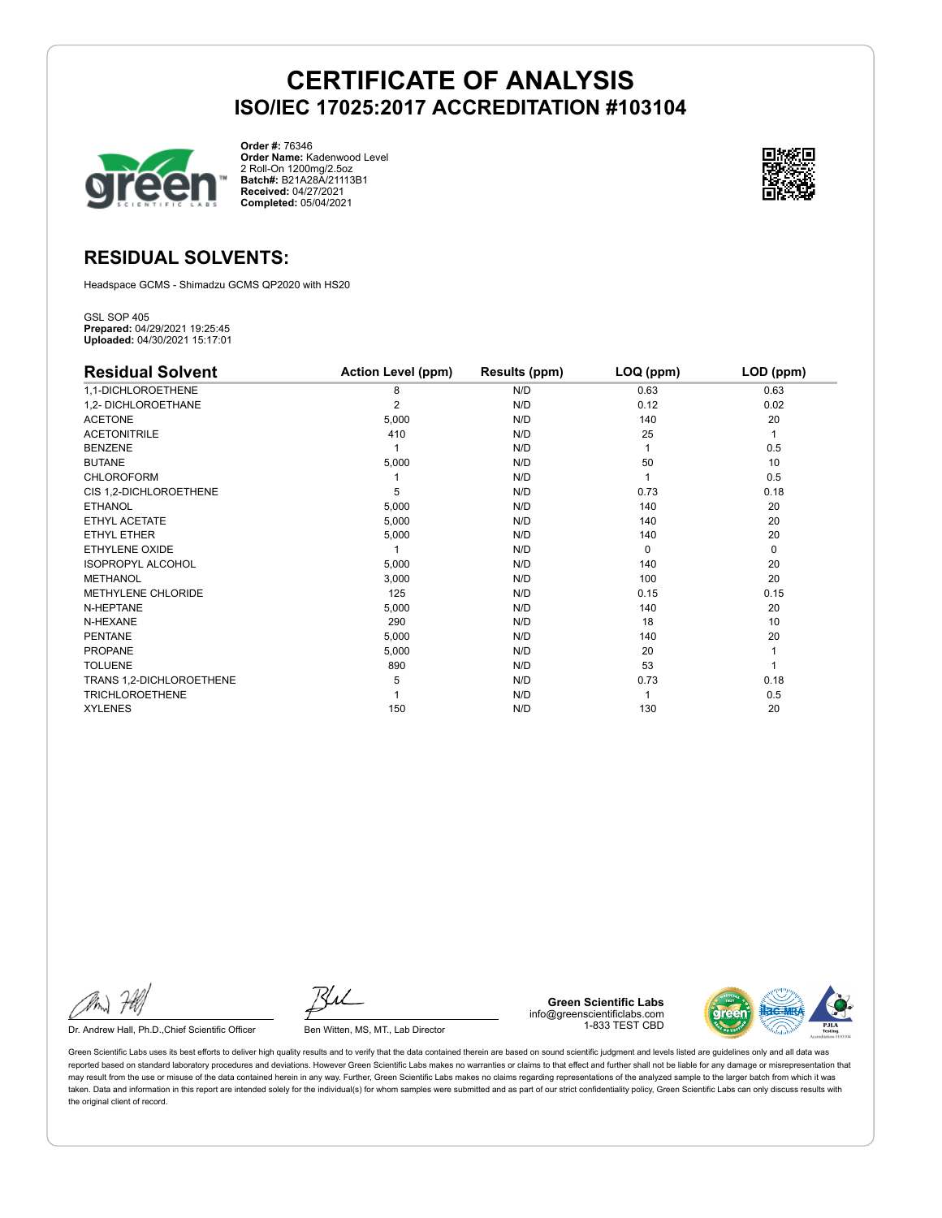# CERTIFICATE OF ANALYSIS

## ISO/IEC 17025:2017 ACCREDITATION #103104

**Order #:** 76346
**Order Name:** Kadenwood Level 2 Roll-On 1200mg/2.5oz
**Batch#:** B21A28A/21113B1
**Received:** 04/27/2021
**Completed:** 05/04/2021

## RESIDUAL SOLVENTS:

Headspace GCMS - Shimadzu GCMS QP2020 with HS20

GSL SOP 405
**Prepared:** 04/29/2021 19:25:45
**Uploaded:** 04/30/2021 15:17:01

| Residual Solvent | Action Level (ppm) | Results (ppm) | LOQ (ppm) | LOD (ppm) |
|---|---|---|---|---|
| 1,1-DICHLOROETHENE | 8 | N/D | 0.63 | 0.63 |
| 1,2- DICHLOROETHANE | 2 | N/D | 0.12 | 0.02 |
| ACETONE | 5,000 | N/D | 140 | 20 |
| ACETONITRILE | 410 | N/D | 25 | 1 |
| BENZENE | 1 | N/D | 1 | 0.5 |
| BUTANE | 5,000 | N/D | 50 | 10 |
| CHLOROFORM | 1 | N/D | 1 | 0.5 |
| CIS 1,2-DICHLOROETHENE | 5 | N/D | 0.73 | 0.18 |
| ETHANOL | 5,000 | N/D | 140 | 20 |
| ETHYL ACETATE | 5,000 | N/D | 140 | 20 |
| ETHYL ETHER | 5,000 | N/D | 140 | 20 |
| ETHYLENE OXIDE | 1 | N/D | 0 | 0 |
| ISOPROPYL ALCOHOL | 5,000 | N/D | 140 | 20 |
| METHANOL | 3,000 | N/D | 100 | 20 |
| METHYLENE CHLORIDE | 125 | N/D | 0.15 | 0.15 |
| N-HEPTANE | 5,000 | N/D | 140 | 20 |
| N-HEXANE | 290 | N/D | 18 | 10 |
| PENTANE | 5,000 | N/D | 140 | 20 |
| PROPANE | 5,000 | N/D | 20 | 1 |
| TOLUENE | 890 | N/D | 53 | 1 |
| TRANS 1,2-DICHLOROETHENE | 5 | N/D | 0.73 | 0.18 |
| TRICHLOROETHENE | 1 | N/D | 1 | 0.5 |
| XYLENES | 150 | N/D | 130 | 20 |

Dr. Andrew Hall, Ph.D.,Chief Scientific Officer

Ben Witten, MS, MT., Lab Director

**Green Scientific Labs**
info@greenscientificlabs.com
1-833 TEST CBD

Green Scientific Labs uses its best efforts to deliver high quality results and to verify that the data contained therein are based on sound scientific judgment and levels listed are guidelines only and all data was reported based on standard laboratory procedures and deviations. However Green Scientific Labs makes no warranties or claims to that effect and further shall not be liable for any damage or misrepresentation that may result from the use or misuse of the data contained herein in any way. Further, Green Scientific Labs makes no claims regarding representations of the analyzed sample to the larger batch from which it was taken. Data and information in this report are intended solely for the individual(s) for whom samples were submitted and as part of our strict confidentiality policy, Green Scientific Labs can only discuss results with the original client of record.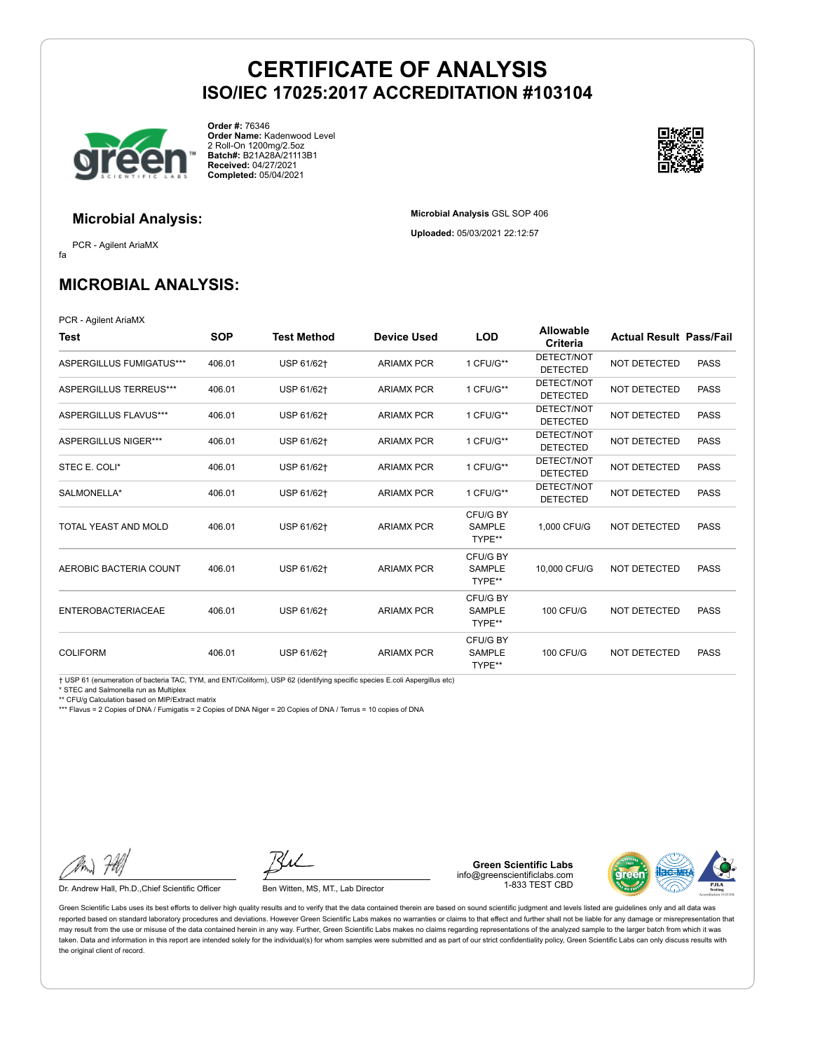# CERTIFICATE OF ANALYSIS
## ISO/IEC 17025:2017 ACCREDITATION #103104

**Order #:** 76346
**Order Name:** Kadenwood Level 2 Roll-On 1200mg/2.5oz
**Batch#:** B21A28A/21113B1
**Received:** 04/27/2021
**Completed:** 05/04/2021

### Microbial Analysis:

PCR - Agilent AriaMX
fa

**Microbial Analysis** GSL SOP 406

**Uploaded:** 05/03/2021 22:12:57

## MICROBIAL ANALYSIS:

PCR - Agilent AriaMX

| Test | SOP | Test Method | Device Used | LOD | Allowable Criteria | Actual Result | Pass/Fail |
|---|---|---|---|---|---|---|---|
| ASPERGILLUS FUMIGATUS*** | 406.01 | USP 61/62† | ARIAMX PCR | 1 CFU/G** | DETECT/NOT DETECTED | NOT DETECTED | PASS |
| ASPERGILLUS TERREUS*** | 406.01 | USP 61/62† | ARIAMX PCR | 1 CFU/G** | DETECT/NOT DETECTED | NOT DETECTED | PASS |
| ASPERGILLUS FLAVUS*** | 406.01 | USP 61/62† | ARIAMX PCR | 1 CFU/G** | DETECT/NOT DETECTED | NOT DETECTED | PASS |
| ASPERGILLUS NIGER*** | 406.01 | USP 61/62† | ARIAMX PCR | 1 CFU/G** | DETECT/NOT DETECTED | NOT DETECTED | PASS |
| STEC E. COLI* | 406.01 | USP 61/62† | ARIAMX PCR | 1 CFU/G** | DETECT/NOT DETECTED | NOT DETECTED | PASS |
| SALMONELLA* | 406.01 | USP 61/62† | ARIAMX PCR | 1 CFU/G** | DETECT/NOT DETECTED | NOT DETECTED | PASS |
| TOTAL YEAST AND MOLD | 406.01 | USP 61/62† | ARIAMX PCR | CFU/G BY SAMPLE TYPE** | 1,000 CFU/G | NOT DETECTED | PASS |
| AEROBIC BACTERIA COUNT | 406.01 | USP 61/62† | ARIAMX PCR | CFU/G BY SAMPLE TYPE** | 10,000 CFU/G | NOT DETECTED | PASS |
| ENTEROBACTERIACEAE | 406.01 | USP 61/62† | ARIAMX PCR | CFU/G BY SAMPLE TYPE** | 100 CFU/G | NOT DETECTED | PASS |
| COLIFORM | 406.01 | USP 61/62† | ARIAMX PCR | CFU/G BY SAMPLE TYPE** | 100 CFU/G | NOT DETECTED | PASS |

† USP 61 (enumeration of bacteria TAC, TYM, and ENT/Coliform), USP 62 (identifying specific species E.coli Aspergillus etc)
* STEC and Salmonella run as Multiplex
** CFU/g Calculation based on MIP/Extract matrix
*** Flavus = 2 Copies of DNA / Fumigatis = 2 Copies of DNA Niger = 20 Copies of DNA / Terrus = 10 copies of DNA

Dr. Andrew Hall, Ph.D.,Chief Scientific Officer

Ben Witten, MS, MT., Lab Director

**Green Scientific Labs**
info@greenscientificlabs.com
1-833 TEST CBD

Green Scientific Labs uses its best efforts to deliver high quality results and to verify that the data contained therein are based on sound scientific judgment and levels listed are guidelines only and all data was reported based on standard laboratory procedures and deviations. However Green Scientific Labs makes no warranties or claims to that effect and further shall not be liable for any damage or misrepresentation that may result from the use or misuse of the data contained herein in any way. Further, Green Scientific Labs makes no claims regarding representations of the analyzed sample to the larger batch from which it was taken. Data and information in this report are intended solely for the individual(s) for whom samples were submitted and as part of our strict confidentiality policy, Green Scientific Labs can only discuss results with the original client of record.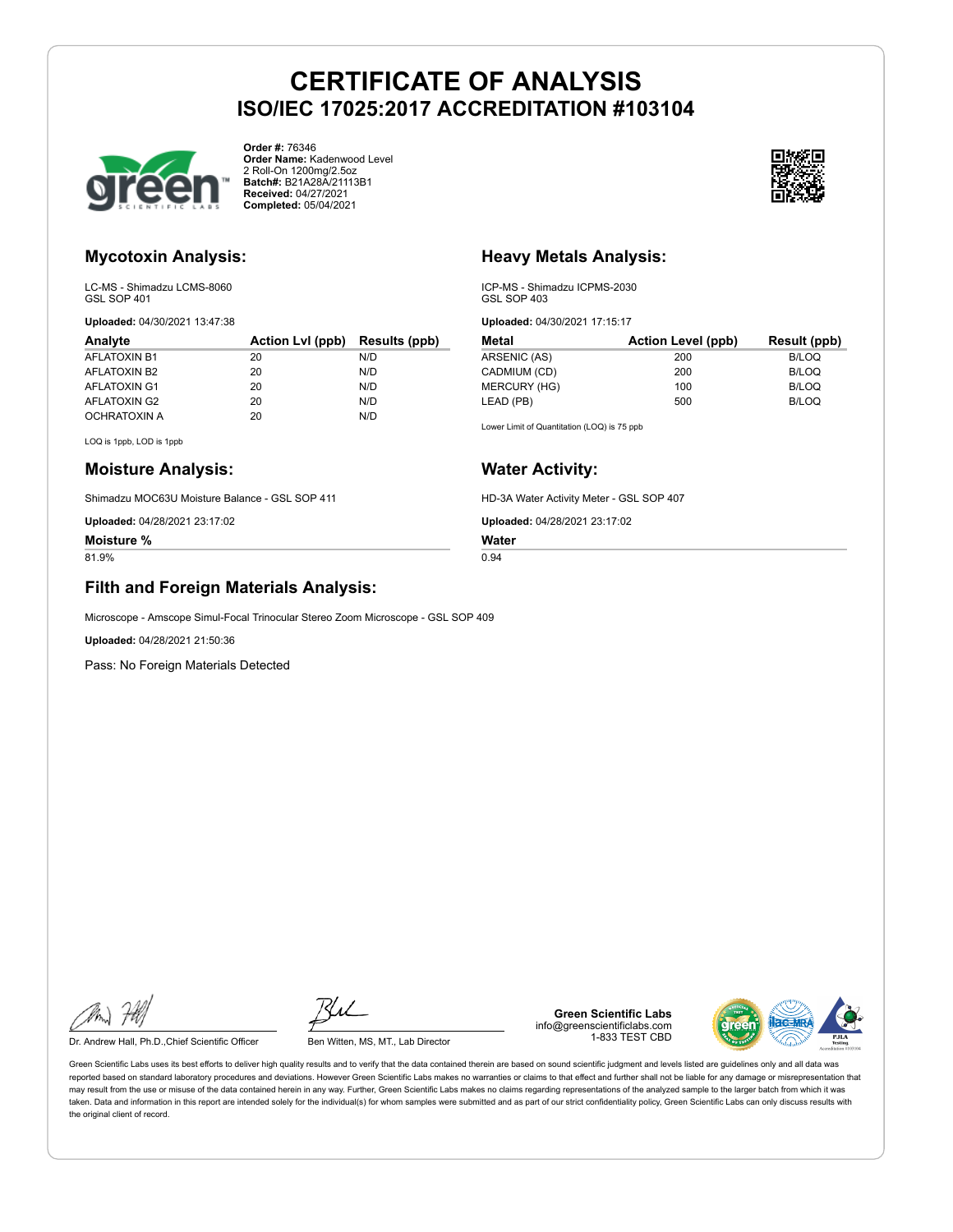# CERTIFICATE OF ANALYSIS

## ISO/IEC 17025:2017 ACCREDITATION #103104

**Order #:** 76346
**Order Name:** Kadenwood Level 2 Roll-On 1200mg/2.5oz
**Batch#:** B21A28A/21113B1
**Received:** 04/27/2021
**Completed:** 05/04/2021

### Mycotoxin Analysis:

LC-MS - Shimadzu LCMS-8060
GSL SOP 401

**Uploaded:** 04/30/2021 13:47:38

| Analyte | Action Lvl (ppb) | Results (ppb) |
|---|---|---|
| AFLATOXIN B1 | 20 | N/D |
| AFLATOXIN B2 | 20 | N/D |
| AFLATOXIN G1 | 20 | N/D |
| AFLATOXIN G2 | 20 | N/D |
| OCHRATOXIN A | 20 | N/D |

LOQ is 1ppb, LOD is 1ppb

### Heavy Metals Analysis:

ICP-MS - Shimadzu ICPMS-2030
GSL SOP 403

**Uploaded:** 04/30/2021 17:15:17

| Metal | Action Level (ppb) | Result (ppb) |
|---|---|---|
| ARSENIC (AS) | 200 | B/LOQ |
| CADMIUM (CD) | 200 | B/LOQ |
| MERCURY (HG) | 100 | B/LOQ |
| LEAD (PB) | 500 | B/LOQ |

Lower Limit of Quantitation (LOQ) is 75 ppb

### Moisture Analysis:

Shimadzu MOC63U Moisture Balance - GSL SOP 411

**Uploaded:** 04/28/2021 23:17:02

| Moisture % |
|---|
| 81.9% |

### Water Activity:

HD-3A Water Activity Meter - GSL SOP 407

**Uploaded:** 04/28/2021 23:17:02

| Water |
|---|
| 0.94 |

### Filth and Foreign Materials Analysis:

Microscope - Amscope Simul-Focal Trinocular Stereo Zoom Microscope - GSL SOP 409

**Uploaded:** 04/28/2021 21:50:36

Pass: No Foreign Materials Detected

Dr. Andrew Hall, Ph.D.,Chief Scientific Officer

Ben Witten, MS, MT., Lab Director

**Green Scientific Labs**
info@greenscientificlabs.com
1-833 TEST CBD

Green Scientific Labs uses its best efforts to deliver high quality results and to verify that the data contained therein are based on sound scientific judgment and levels listed are guidelines only and all data was reported based on standard laboratory procedures and deviations. However Green Scientific Labs makes no warranties or claims to that effect and further shall not be liable for any damage or misrepresentation that may result from the use or misuse of the data contained herein in any way. Further, Green Scientific Labs makes no claims regarding representations of the analyzed sample to the larger batch from which it was taken. Data and information in this report are intended solely for the individual(s) for whom samples were submitted and as part of our strict confidentiality policy, Green Scientific Labs can only discuss results with the original client of record.